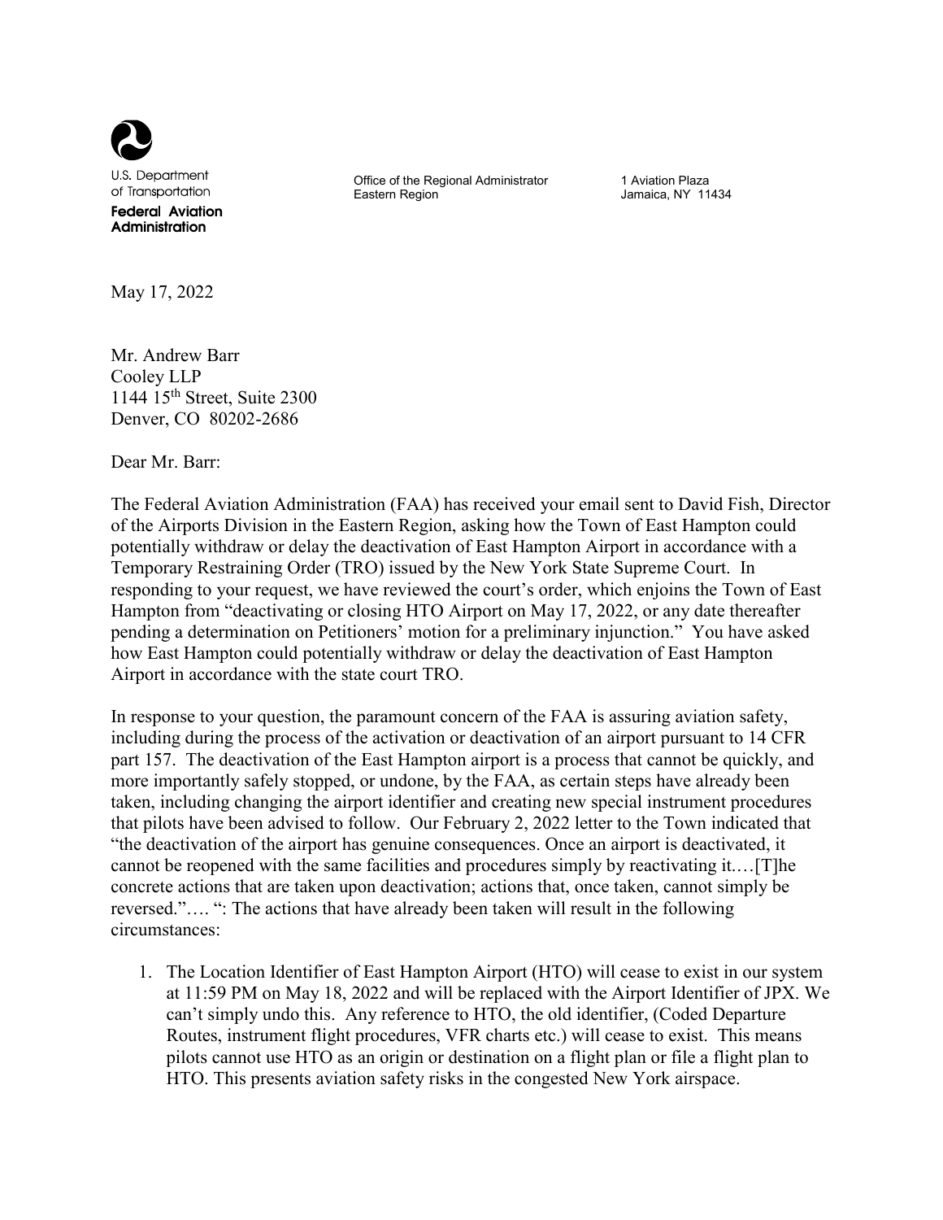U.S. Department of Transportation

**Federal Aviation Administration**

Office of the Regional Administrator
Eastern Region

1 Aviation Plaza
Jamaica, NY 11434

May 17, 2022

Mr. Andrew Barr
Cooley LLP
1144 15th Street, Suite 2300
Denver, CO 80202-2686

Dear Mr. Barr:

The Federal Aviation Administration (FAA) has received your email sent to David Fish, Director of the Airports Division in the Eastern Region, asking how the Town of East Hampton could potentially withdraw or delay the deactivation of East Hampton Airport in accordance with a Temporary Restraining Order (TRO) issued by the New York State Supreme Court. In responding to your request, we have reviewed the court's order, which enjoins the Town of East Hampton from "deactivating or closing HTO Airport on May 17, 2022, or any date thereafter pending a determination on Petitioners' motion for a preliminary injunction." You have asked how East Hampton could potentially withdraw or delay the deactivation of East Hampton Airport in accordance with the state court TRO.

In response to your question, the paramount concern of the FAA is assuring aviation safety, including during the process of the activation or deactivation of an airport pursuant to 14 CFR part 157. The deactivation of the East Hampton airport is a process that cannot be quickly, and more importantly safely stopped, or undone, by the FAA, as certain steps have already been taken, including changing the airport identifier and creating new special instrument procedures that pilots have been advised to follow. Our February 2, 2022 letter to the Town indicated that "the deactivation of the airport has genuine consequences. Once an airport is deactivated, it cannot be reopened with the same facilities and procedures simply by reactivating it.…[T]he concrete actions that are taken upon deactivation; actions that, once taken, cannot simply be reversed."…. ": The actions that have already been taken will result in the following circumstances:

1. The Location Identifier of East Hampton Airport (HTO) will cease to exist in our system at 11:59 PM on May 18, 2022 and will be replaced with the Airport Identifier of JPX. We can't simply undo this. Any reference to HTO, the old identifier, (Coded Departure Routes, instrument flight procedures, VFR charts etc.) will cease to exist. This means pilots cannot use HTO as an origin or destination on a flight plan or file a flight plan to HTO. This presents aviation safety risks in the congested New York airspace.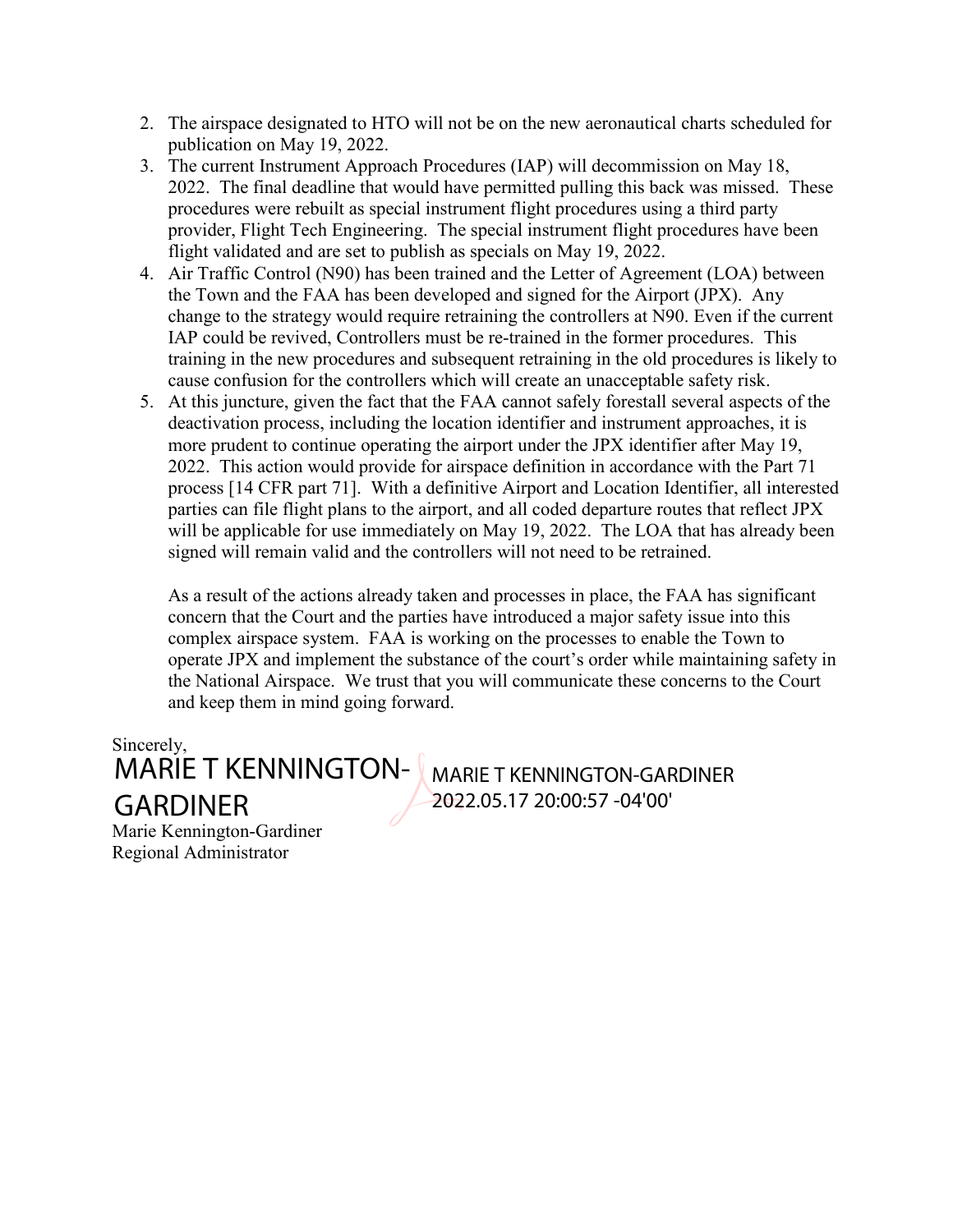2. The airspace designated to HTO will not be on the new aeronautical charts scheduled for publication on May 19, 2022.
3. The current Instrument Approach Procedures (IAP) will decommission on May 18, 2022. The final deadline that would have permitted pulling this back was missed. These procedures were rebuilt as special instrument flight procedures using a third party provider, Flight Tech Engineering. The special instrument flight procedures have been flight validated and are set to publish as specials on May 19, 2022.
4. Air Traffic Control (N90) has been trained and the Letter of Agreement (LOA) between the Town and the FAA has been developed and signed for the Airport (JPX). Any change to the strategy would require retraining the controllers at N90. Even if the current IAP could be revived, Controllers must be re-trained in the former procedures. This training in the new procedures and subsequent retraining in the old procedures is likely to cause confusion for the controllers which will create an unacceptable safety risk.
5. At this juncture, given the fact that the FAA cannot safely forestall several aspects of the deactivation process, including the location identifier and instrument approaches, it is more prudent to continue operating the airport under the JPX identifier after May 19, 2022. This action would provide for airspace definition in accordance with the Part 71 process [14 CFR part 71]. With a definitive Airport and Location Identifier, all interested parties can file flight plans to the airport, and all coded departure routes that reflect JPX will be applicable for use immediately on May 19, 2022. The LOA that has already been signed will remain valid and the controllers will not need to be retrained.

   As a result of the actions already taken and processes in place, the FAA has significant concern that the Court and the parties have introduced a major safety issue into this complex airspace system. FAA is working on the processes to enable the Town to operate JPX and implement the substance of the court's order while maintaining safety in the National Airspace. We trust that you will communicate these concerns to the Court and keep them in mind going forward.

Sincerely,

MARIE T KENNINGTON-GARDINER

MARIE T KENNINGTON-GARDINER
2022.05.17 20:00:57 -04'00'

Marie Kennington-Gardiner
Regional Administrator